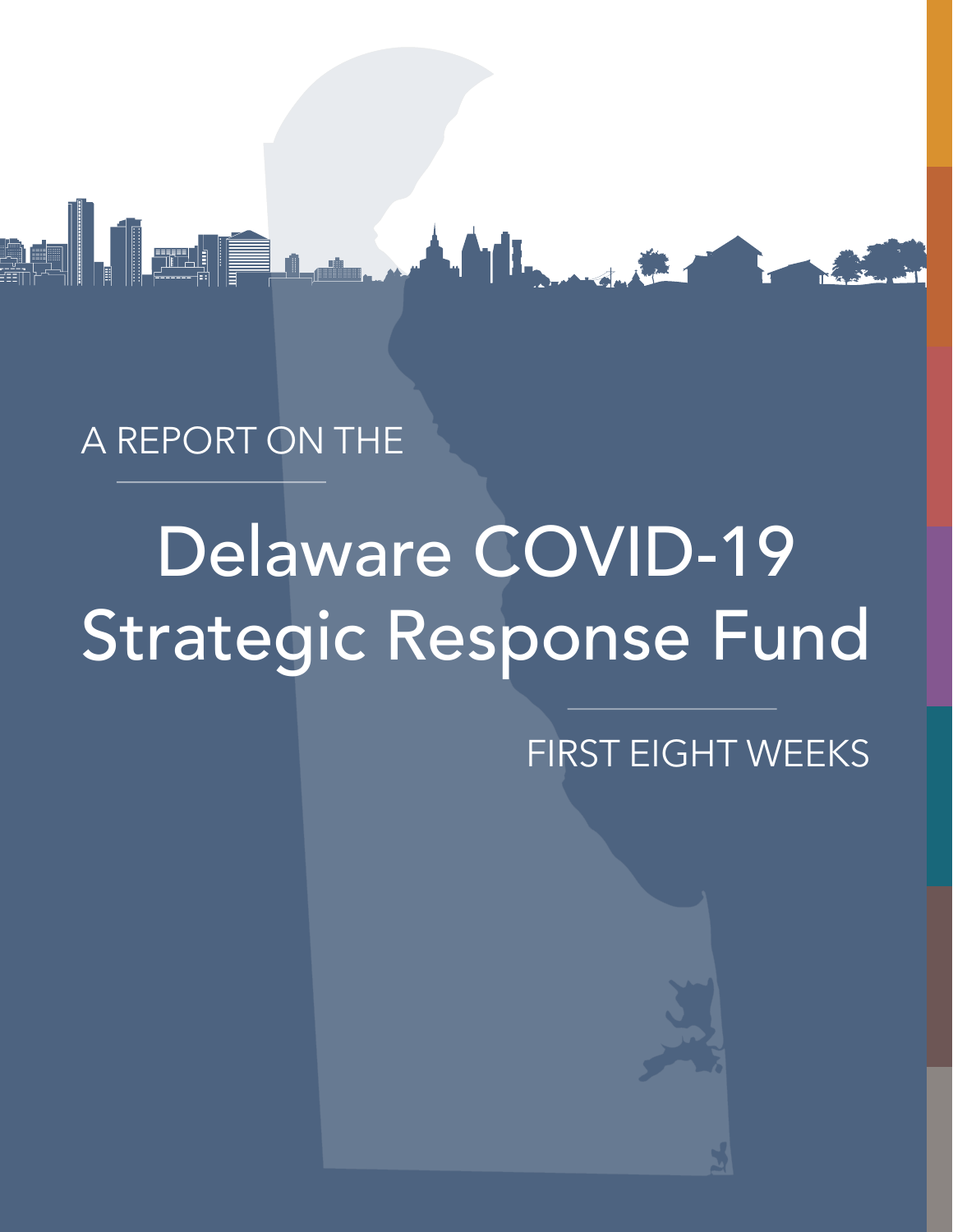A REPORT ON THE

# Delaware COVID-19 Strategic Response Fund

FIRST EIGHT WEEKS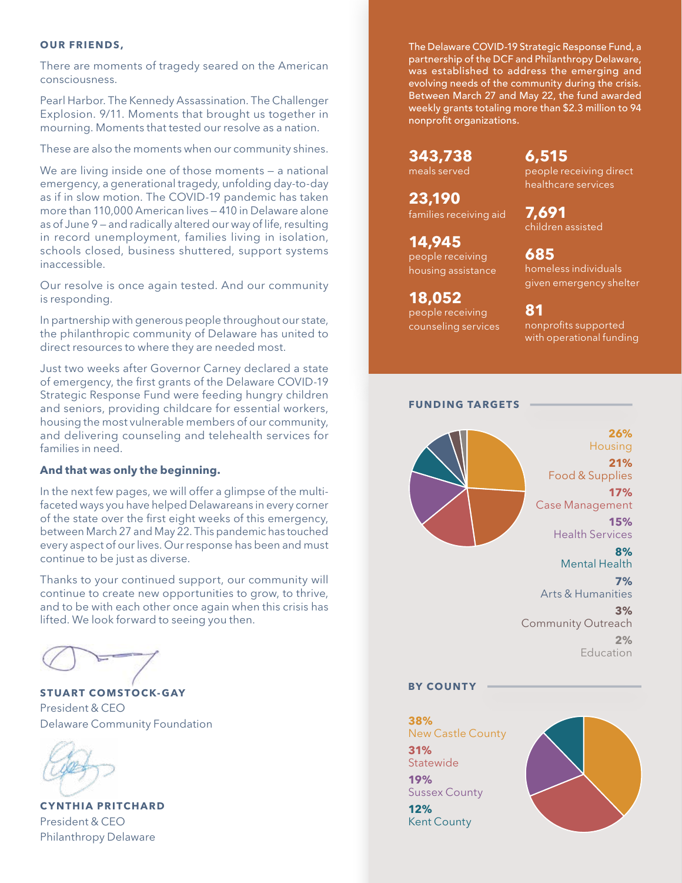**OUR FRIENDS,**

There are moments of tragedy seared on the American consciousness.

Pearl Harbor. The Kennedy Assassination. The Challenger Explosion. 9/11. Moments that brought us together in mourning. Moments that tested our resolve as a nation.

These are also the moments when our community shines.

We are living inside one of those moments – a national emergency, a generational tragedy, unfolding day-to-day as if in slow motion. The COVID-19 pandemic has taken more than 110,000 American lives – 410 in Delaware alone as of June 9 – and radically altered our way of life, resulting in record unemployment, families living in isolation, schools closed, business shuttered, support systems inaccessible.

Our resolve is once again tested. And our community is responding.

In partnership with generous people throughout our state, the philanthropic community of Delaware has united to direct resources to where they are needed most.

Just two weeks after Governor Carney declared a state of emergency, the first grants of the Delaware COVID-19 Strategic Response Fund were feeding hungry children and seniors, providing childcare for essential workers, housing the most vulnerable members of our community, and delivering counseling and telehealth services for families in need.

**And that was only the beginning.**

In the next few pages, we will offer a glimpse of the multi-faceted ways you have helped Delawareans in every corner of the state over the first eight weeks of this emergency, between March 27 and May 22. This pandemic has touched every aspect of our lives. Our response has been and must continue to be just as diverse.

Thanks to your continued support, our community will continue to create new opportunities to grow, to thrive, and to be with each other once again when this crisis has lifted. We look forward to seeing you then.

**STUART COMSTOCK-GAY**
President & CEO
Delaware Community Foundation

**CYNTHIA PRITCHARD**
President & CEO
Philanthropy Delaware

The Delaware COVID-19 Strategic Response Fund, a partnership of the DCF and Philanthropy Delaware, was established to address the emerging and evolving needs of the community during the crisis. Between March 27 and May 22, the fund awarded weekly grants totaling more than $2.3 million to 94 nonprofit organizations.

**343,738**
meals served

**23,190**
families receiving aid

**14,945**
people receiving housing assistance

**18,052**
people receiving counseling services

**6,515**
people receiving direct healthcare services

**7,691**
children assisted

**685**
homeless individuals given emergency shelter

**81**
nonprofits supported with operational funding

## FUNDING TARGETS

- **26%** Housing
- **21%** Food & Supplies
- **17%** Case Management
- **15%** Health Services
- **8%** Mental Health
- **7%** Arts & Humanities
- **3%** Community Outreach
- **2%** Education

## BY COUNTY

- **38%** New Castle County
- **31%** Statewide
- **19%** Sussex County
- **12%** Kent County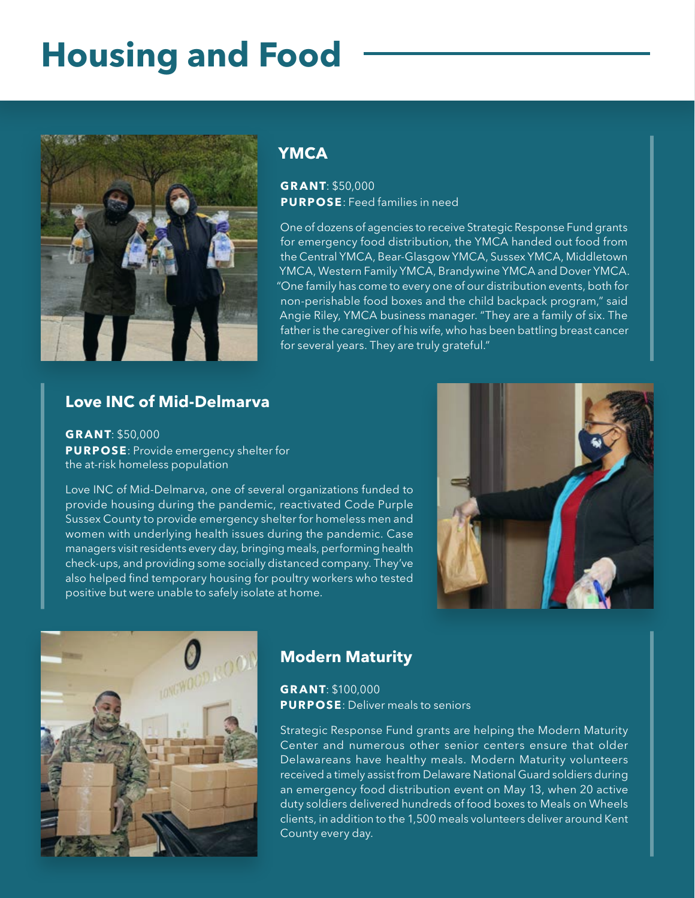# Housing and Food

## YMCA

**GRANT**: $50,000
**PURPOSE**: Feed families in need

One of dozens of agencies to receive Strategic Response Fund grants for emergency food distribution, the YMCA handed out food from the Central YMCA, Bear-Glasgow YMCA, Sussex YMCA, Middletown YMCA, Western Family YMCA, Brandywine YMCA and Dover YMCA. "One family has come to every one of our distribution events, both for non-perishable food boxes and the child backpack program," said Angie Riley, YMCA business manager. "They are a family of six. The father is the caregiver of his wife, who has been battling breast cancer for several years. They are truly grateful."

## Love INC of Mid-Delmarva

**GRANT**: $50,000
**PURPOSE**: Provide emergency shelter for the at-risk homeless population

Love INC of Mid-Delmarva, one of several organizations funded to provide housing during the pandemic, reactivated Code Purple Sussex County to provide emergency shelter for homeless men and women with underlying health issues during the pandemic. Case managers visit residents every day, bringing meals, performing health check-ups, and providing some socially distanced company. They've also helped find temporary housing for poultry workers who tested positive but were unable to safely isolate at home.

## Modern Maturity

**GRANT**: $100,000
**PURPOSE**: Deliver meals to seniors

Strategic Response Fund grants are helping the Modern Maturity Center and numerous other senior centers ensure that older Delawareans have healthy meals. Modern Maturity volunteers received a timely assist from Delaware National Guard soldiers during an emergency food distribution event on May 13, when 20 active duty soldiers delivered hundreds of food boxes to Meals on Wheels clients, in addition to the 1,500 meals volunteers deliver around Kent County every day.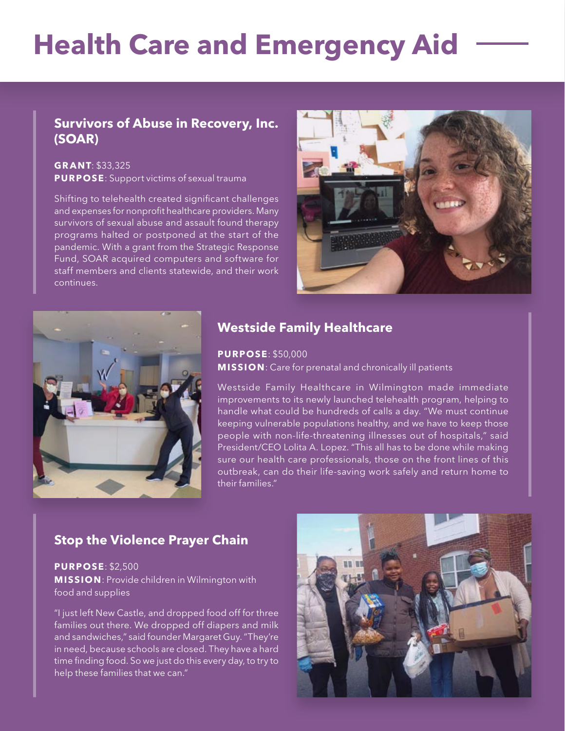# Health Care and Emergency Aid

## Survivors of Abuse in Recovery, Inc. (SOAR)

**GRANT**: $33,325
**PURPOSE**: Support victims of sexual trauma

Shifting to telehealth created significant challenges and expenses for nonprofit healthcare providers. Many survivors of sexual abuse and assault found therapy programs halted or postponed at the start of the pandemic. With a grant from the Strategic Response Fund, SOAR acquired computers and software for staff members and clients statewide, and their work continues.

## Westside Family Healthcare

**PURPOSE**: $50,000
**MISSION**: Care for prenatal and chronically ill patients

Westside Family Healthcare in Wilmington made immediate improvements to its newly launched telehealth program, helping to handle what could be hundreds of calls a day. "We must continue keeping vulnerable populations healthy, and we have to keep those people with non-life-threatening illnesses out of hospitals," said President/CEO Lolita A. Lopez. "This all has to be done while making sure our health care professionals, those on the front lines of this outbreak, can do their life-saving work safely and return home to their families."

## Stop the Violence Prayer Chain

**PURPOSE**: $2,500
**MISSION**: Provide children in Wilmington with food and supplies

"I just left New Castle, and dropped food off for three families out there. We dropped off diapers and milk and sandwiches," said founder Margaret Guy. "They're in need, because schools are closed. They have a hard time finding food. So we just do this every day, to try to help these families that we can."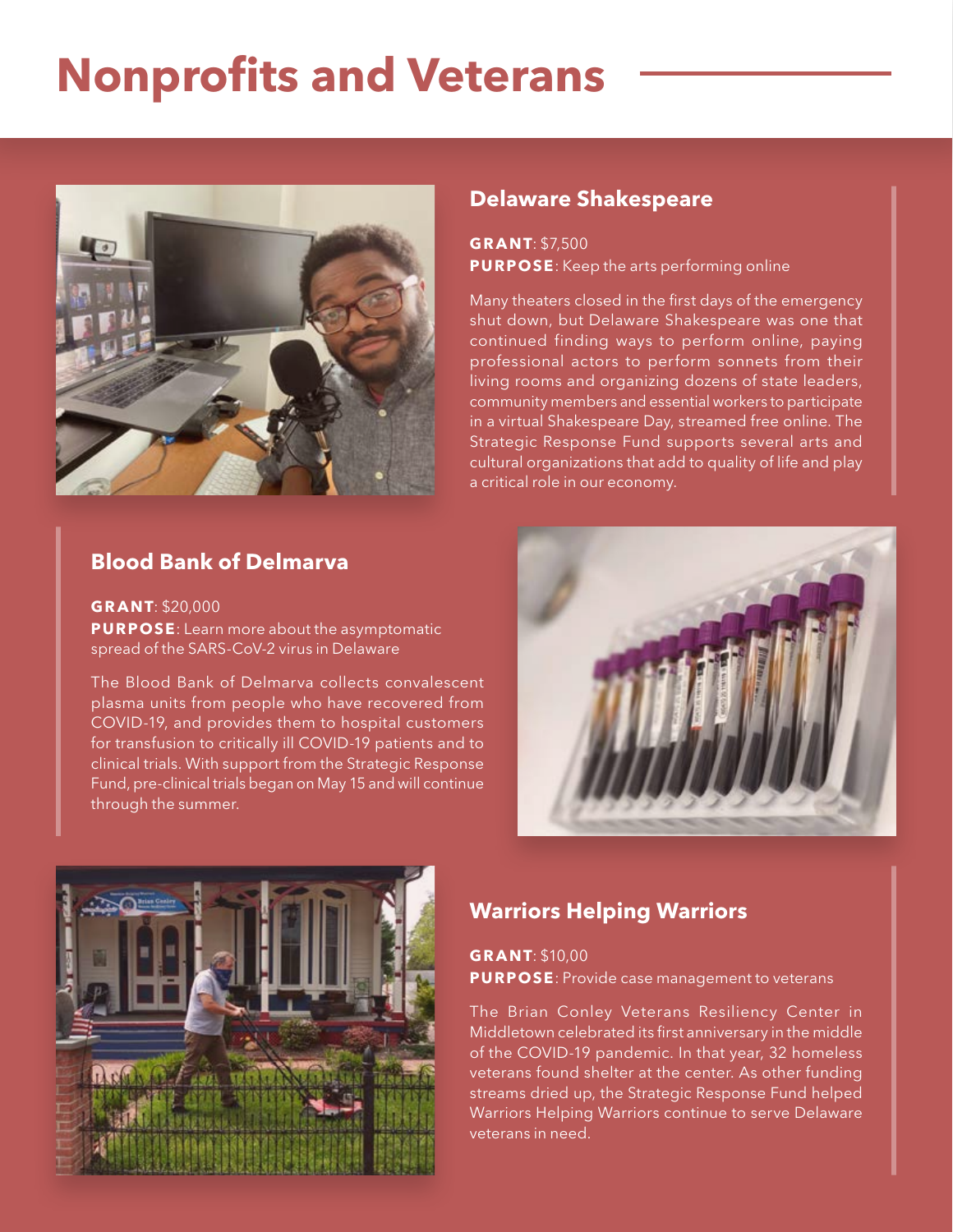# Nonprofits and Veterans

## Delaware Shakespeare

**GRANT**: $7,500
**PURPOSE**: Keep the arts performing online

Many theaters closed in the first days of the emergency shut down, but Delaware Shakespeare was one that continued finding ways to perform online, paying professional actors to perform sonnets from their living rooms and organizing dozens of state leaders, community members and essential workers to participate in a virtual Shakespeare Day, streamed free online. The Strategic Response Fund supports several arts and cultural organizations that add to quality of life and play a critical role in our economy.

## Blood Bank of Delmarva

**GRANT**: $20,000
**PURPOSE**: Learn more about the asymptomatic spread of the SARS-CoV-2 virus in Delaware

The Blood Bank of Delmarva collects convalescent plasma units from people who have recovered from COVID-19, and provides them to hospital customers for transfusion to critically ill COVID-19 patients and to clinical trials. With support from the Strategic Response Fund, pre-clinical trials began on May 15 and will continue through the summer.

## Warriors Helping Warriors

**GRANT**: $10,00
**PURPOSE**: Provide case management to veterans

The Brian Conley Veterans Resiliency Center in Middletown celebrated its first anniversary in the middle of the COVID-19 pandemic. In that year, 32 homeless veterans found shelter at the center. As other funding streams dried up, the Strategic Response Fund helped Warriors Helping Warriors continue to serve Delaware veterans in need.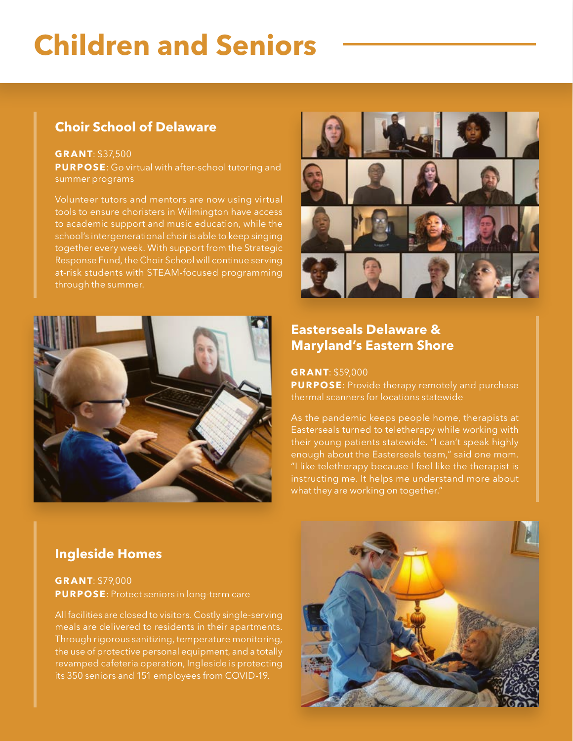# Children and Seniors

## Choir School of Delaware

**GRANT**: $37,500
**PURPOSE**: Go virtual with after-school tutoring and summer programs

Volunteer tutors and mentors are now using virtual tools to ensure choristers in Wilmington have access to academic support and music education, while the school's intergenerational choir is able to keep singing together every week. With support from the Strategic Response Fund, the Choir School will continue serving at-risk students with STEAM-focused programming through the summer.

## Easterseals Delaware & Maryland's Eastern Shore

**GRANT**: $59,000
**PURPOSE**: Provide therapy remotely and purchase thermal scanners for locations statewide

As the pandemic keeps people home, therapists at Easterseals turned to teletherapy while working with their young patients statewide. "I can't speak highly enough about the Easterseals team," said one mom. "I like teletherapy because I feel like the therapist is instructing me. It helps me understand more about what they are working on together."

## Ingleside Homes

**GRANT**: $79,000
**PURPOSE**: Protect seniors in long-term care

All facilities are closed to visitors. Costly single-serving meals are delivered to residents in their apartments. Through rigorous sanitizing, temperature monitoring, the use of protective personal equipment, and a totally revamped cafeteria operation, Ingleside is protecting its 350 seniors and 151 employees from COVID-19.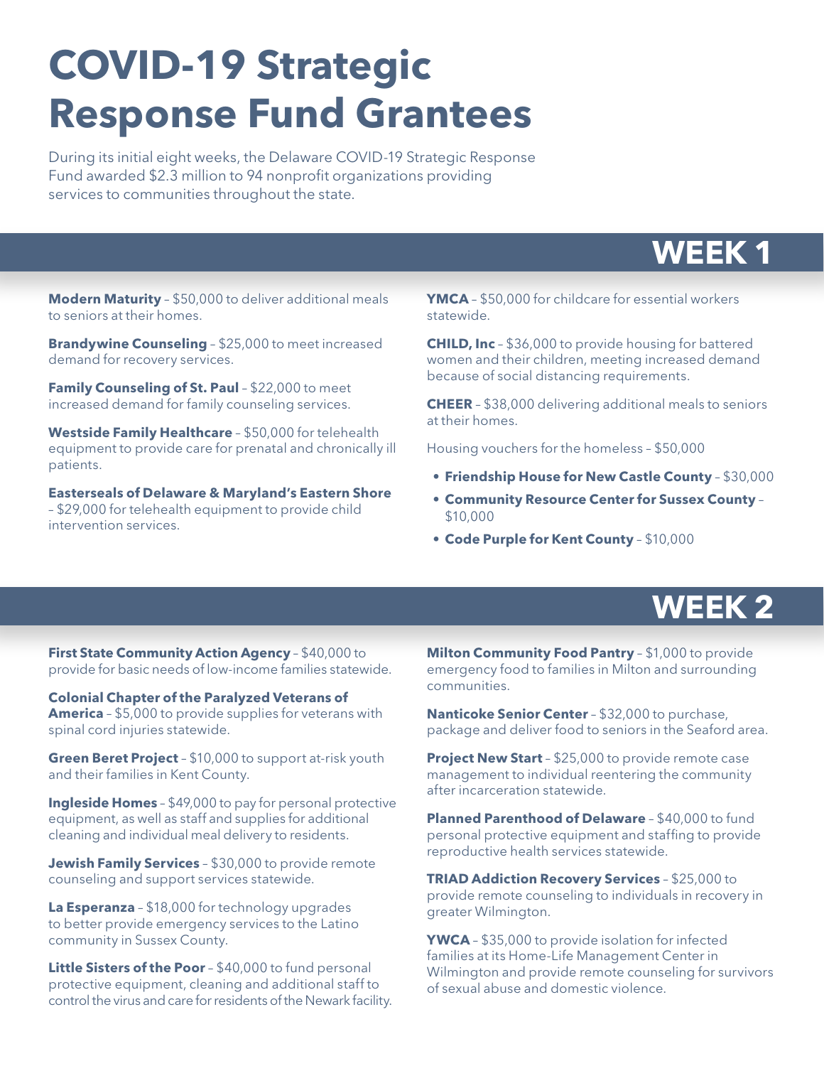# COVID-19 Strategic Response Fund Grantees

During its initial eight weeks, the Delaware COVID-19 Strategic Response Fund awarded $2.3 million to 94 nonprofit organizations providing services to communities throughout the state.

## WEEK 1

**Modern Maturity** – $50,000 to deliver additional meals to seniors at their homes.

**Brandywine Counseling** – $25,000 to meet increased demand for recovery services.

**Family Counseling of St. Paul** – $22,000 to meet increased demand for family counseling services.

**Westside Family Healthcare** – $50,000 for telehealth equipment to provide care for prenatal and chronically ill patients.

**Easterseals of Delaware & Maryland's Eastern Shore** – $29,000 for telehealth equipment to provide child intervention services.

**YMCA** – $50,000 for childcare for essential workers statewide.

**CHILD, Inc** – $36,000 to provide housing for battered women and their children, meeting increased demand because of social distancing requirements.

**CHEER** – $38,000 delivering additional meals to seniors at their homes.

Housing vouchers for the homeless – $50,000

- **Friendship House for New Castle County** – $30,000
- **Community Resource Center for Sussex County** – $10,000
- **Code Purple for Kent County** – $10,000

## WEEK 2

**First State Community Action Agency** – $40,000 to provide for basic needs of low-income families statewide.

**Colonial Chapter of the Paralyzed Veterans of America** – $5,000 to provide supplies for veterans with spinal cord injuries statewide.

**Green Beret Project** – $10,000 to support at-risk youth and their families in Kent County.

**Ingleside Homes** – $49,000 to pay for personal protective equipment, as well as staff and supplies for additional cleaning and individual meal delivery to residents.

**Jewish Family Services** – $30,000 to provide remote counseling and support services statewide.

**La Esperanza** – $18,000 for technology upgrades to better provide emergency services to the Latino community in Sussex County.

**Little Sisters of the Poor** – $40,000 to fund personal protective equipment, cleaning and additional staff to control the virus and care for residents of the Newark facility.

**Milton Community Food Pantry** – $1,000 to provide emergency food to families in Milton and surrounding communities.

**Nanticoke Senior Center** – $32,000 to purchase, package and deliver food to seniors in the Seaford area.

**Project New Start** – $25,000 to provide remote case management to individual reentering the community after incarceration statewide.

**Planned Parenthood of Delaware** – $40,000 to fund personal protective equipment and staffing to provide reproductive health services statewide.

**TRIAD Addiction Recovery Services** – $25,000 to provide remote counseling to individuals in recovery in greater Wilmington.

**YWCA** – $35,000 to provide isolation for infected families at its Home-Life Management Center in Wilmington and provide remote counseling for survivors of sexual abuse and domestic violence.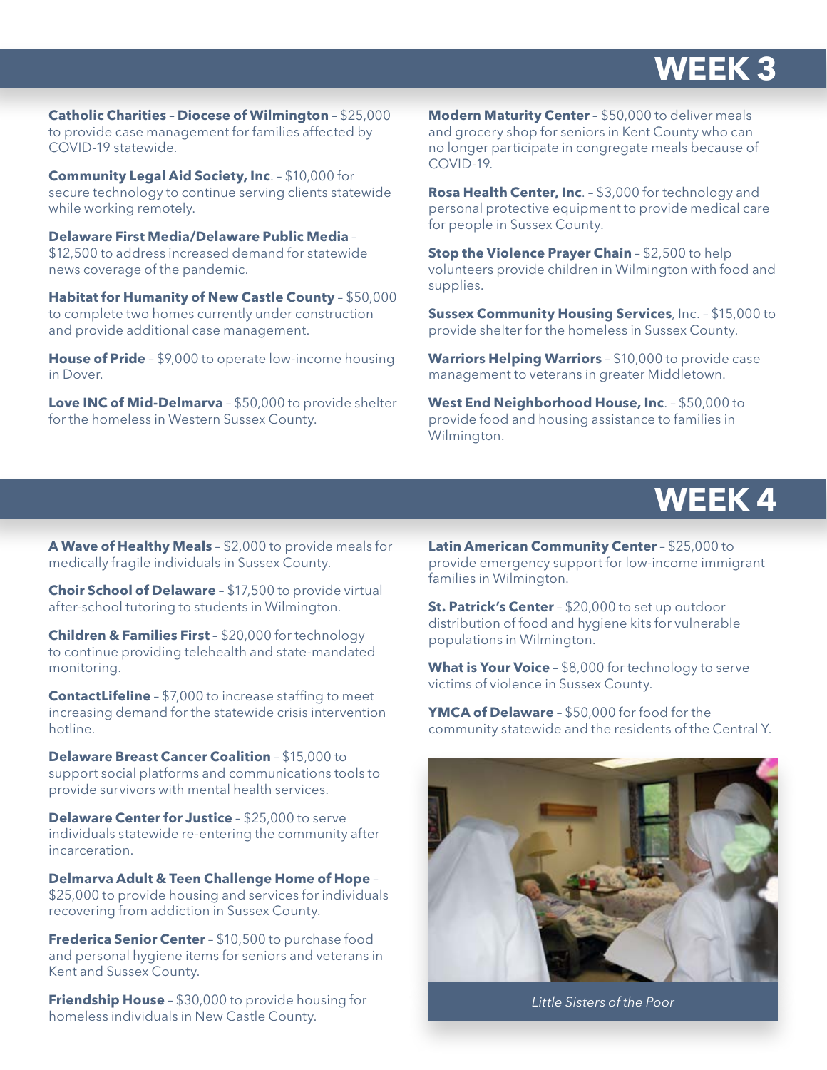# WEEK 3

**Catholic Charities – Diocese of Wilmington** – $25,000 to provide case management for families affected by COVID-19 statewide.

**Community Legal Aid Society, Inc**. – $10,000 for secure technology to continue serving clients statewide while working remotely.

**Delaware First Media/Delaware Public Media** – $12,500 to address increased demand for statewide news coverage of the pandemic.

**Habitat for Humanity of New Castle County** – $50,000 to complete two homes currently under construction and provide additional case management.

**House of Pride** – $9,000 to operate low-income housing in Dover.

**Love INC of Mid-Delmarva** – $50,000 to provide shelter for the homeless in Western Sussex County.

**Modern Maturity Center** – $50,000 to deliver meals and grocery shop for seniors in Kent County who can no longer participate in congregate meals because of COVID-19.

**Rosa Health Center, Inc**. – $3,000 for technology and personal protective equipment to provide medical care for people in Sussex County.

**Stop the Violence Prayer Chain** – $2,500 to help volunteers provide children in Wilmington with food and supplies.

**Sussex Community Housing Services**, Inc. – $15,000 to provide shelter for the homeless in Sussex County.

**Warriors Helping Warriors** – $10,000 to provide case management to veterans in greater Middletown.

**West End Neighborhood House, Inc**. – $50,000 to provide food and housing assistance to families in Wilmington.

# WEEK 4

**A Wave of Healthy Meals** – $2,000 to provide meals for medically fragile individuals in Sussex County.

**Choir School of Delaware** – $17,500 to provide virtual after-school tutoring to students in Wilmington.

**Children & Families First** – $20,000 for technology to continue providing telehealth and state-mandated monitoring.

**ContactLifeline** – $7,000 to increase staffing to meet increasing demand for the statewide crisis intervention hotline.

**Delaware Breast Cancer Coalition** – $15,000 to support social platforms and communications tools to provide survivors with mental health services.

**Delaware Center for Justice** – $25,000 to serve individuals statewide re-entering the community after incarceration.

**Delmarva Adult & Teen Challenge Home of Hope** – $25,000 to provide housing and services for individuals recovering from addiction in Sussex County.

**Frederica Senior Center** – $10,500 to purchase food and personal hygiene items for seniors and veterans in Kent and Sussex County.

**Friendship House** – $30,000 to provide housing for homeless individuals in New Castle County.

**Latin American Community Center** – $25,000 to provide emergency support for low-income immigrant families in Wilmington.

**St. Patrick's Center** – $20,000 to set up outdoor distribution of food and hygiene kits for vulnerable populations in Wilmington.

**What is Your Voice** – $8,000 for technology to serve victims of violence in Sussex County.

**YMCA of Delaware** – $50,000 for food for the community statewide and the residents of the Central Y.

*Little Sisters of the Poor*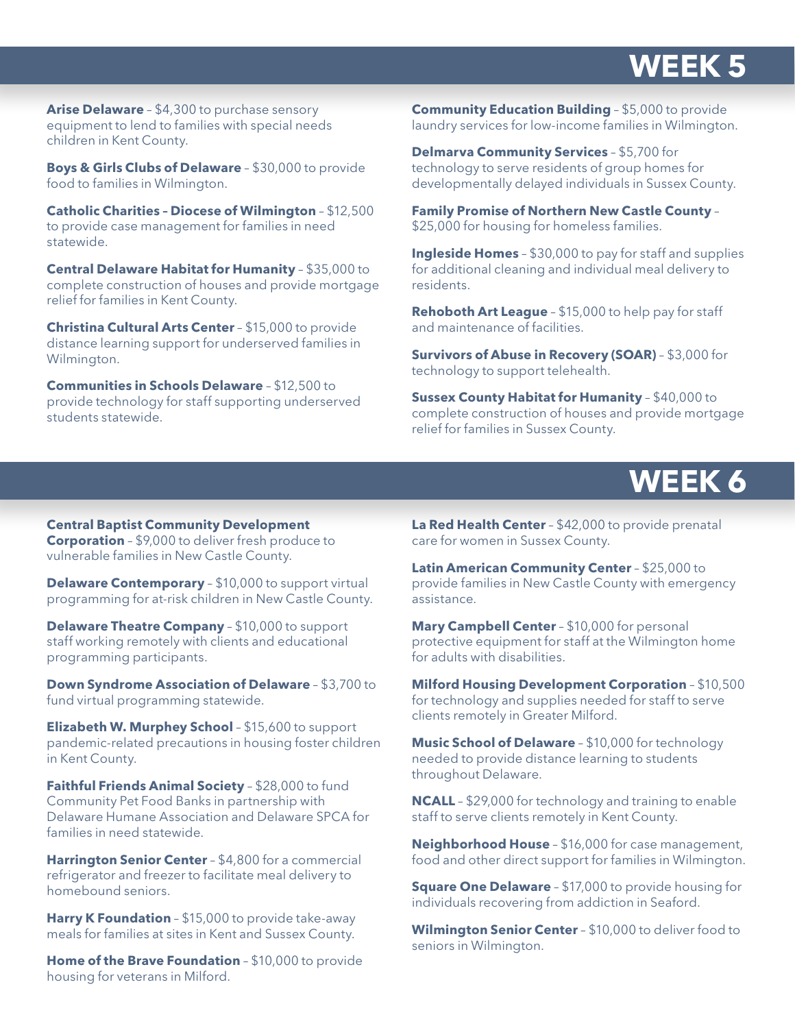## WEEK 5

**Arise Delaware** – $4,300 to purchase sensory equipment to lend to families with special needs children in Kent County.

**Boys & Girls Clubs of Delaware** – $30,000 to provide food to families in Wilmington.

**Catholic Charities – Diocese of Wilmington** – $12,500 to provide case management for families in need statewide.

**Central Delaware Habitat for Humanity** – $35,000 to complete construction of houses and provide mortgage relief for families in Kent County.

**Christina Cultural Arts Center** – $15,000 to provide distance learning support for underserved families in Wilmington.

**Communities in Schools Delaware** – $12,500 to provide technology for staff supporting underserved students statewide.

**Community Education Building** – $5,000 to provide laundry services for low-income families in Wilmington.

**Delmarva Community Services** – $5,700 for technology to serve residents of group homes for developmentally delayed individuals in Sussex County.

**Family Promise of Northern New Castle County** – $25,000 for housing for homeless families.

**Ingleside Homes** – $30,000 to pay for staff and supplies for additional cleaning and individual meal delivery to residents.

**Rehoboth Art League** – $15,000 to help pay for staff and maintenance of facilities.

**Survivors of Abuse in Recovery (SOAR)** – $3,000 for technology to support telehealth.

**Sussex County Habitat for Humanity** – $40,000 to complete construction of houses and provide mortgage relief for families in Sussex County.

## WEEK 6

**Central Baptist Community Development Corporation** – $9,000 to deliver fresh produce to vulnerable families in New Castle County.

**Delaware Contemporary** – $10,000 to support virtual programming for at-risk children in New Castle County.

**Delaware Theatre Company** – $10,000 to support staff working remotely with clients and educational programming participants.

**Down Syndrome Association of Delaware** – $3,700 to fund virtual programming statewide.

**Elizabeth W. Murphey School** – $15,600 to support pandemic-related precautions in housing foster children in Kent County.

**Faithful Friends Animal Society** – $28,000 to fund Community Pet Food Banks in partnership with Delaware Humane Association and Delaware SPCA for families in need statewide.

**Harrington Senior Center** – $4,800 for a commercial refrigerator and freezer to facilitate meal delivery to homebound seniors.

**Harry K Foundation** – $15,000 to provide take-away meals for families at sites in Kent and Sussex County.

**Home of the Brave Foundation** – $10,000 to provide housing for veterans in Milford.

**La Red Health Center** – $42,000 to provide prenatal care for women in Sussex County.

**Latin American Community Center** – $25,000 to provide families in New Castle County with emergency assistance.

**Mary Campbell Center** – $10,000 for personal protective equipment for staff at the Wilmington home for adults with disabilities.

**Milford Housing Development Corporation** – $10,500 for technology and supplies needed for staff to serve clients remotely in Greater Milford.

**Music School of Delaware** – $10,000 for technology needed to provide distance learning to students throughout Delaware.

**NCALL** – $29,000 for technology and training to enable staff to serve clients remotely in Kent County.

**Neighborhood House** – $16,000 for case management, food and other direct support for families in Wilmington.

**Square One Delaware** – $17,000 to provide housing for individuals recovering from addiction in Seaford.

**Wilmington Senior Center** – $10,000 to deliver food to seniors in Wilmington.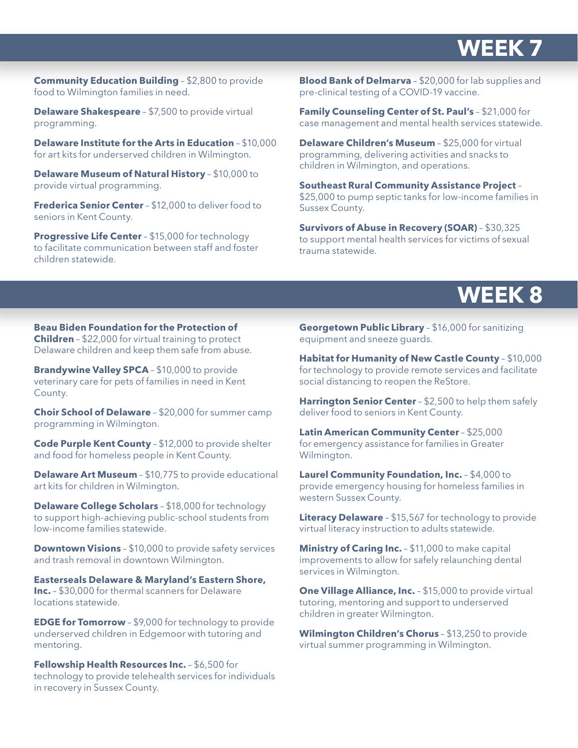## WEEK 7

**Community Education Building** – $2,800 to provide food to Wilmington families in need.

**Delaware Shakespeare** – $7,500 to provide virtual programming.

**Delaware Institute for the Arts in Education** – $10,000 for art kits for underserved children in Wilmington.

**Delaware Museum of Natural History** – $10,000 to provide virtual programming.

**Frederica Senior Center** – $12,000 to deliver food to seniors in Kent County.

**Progressive Life Center** – $15,000 for technology to facilitate communication between staff and foster children statewide.

**Blood Bank of Delmarva** – $20,000 for lab supplies and pre-clinical testing of a COVID-19 vaccine.

**Family Counseling Center of St. Paul's** – $21,000 for case management and mental health services statewide.

**Delaware Children's Museum** – $25,000 for virtual programming, delivering activities and snacks to children in Wilmington, and operations.

**Southeast Rural Community Assistance Project** – $25,000 to pump septic tanks for low-income families in Sussex County.

**Survivors of Abuse in Recovery (SOAR)** – $30,325 to support mental health services for victims of sexual trauma statewide.

## WEEK 8

**Beau Biden Foundation for the Protection of Children** – $22,000 for virtual training to protect Delaware children and keep them safe from abuse.

**Brandywine Valley SPCA** – $10,000 to provide veterinary care for pets of families in need in Kent County.

**Choir School of Delaware** – $20,000 for summer camp programming in Wilmington.

**Code Purple Kent County** – $12,000 to provide shelter and food for homeless people in Kent County.

**Delaware Art Museum** – $10,775 to provide educational art kits for children in Wilmington.

**Delaware College Scholars** – $18,000 for technology to support high-achieving public-school students from low-income families statewide.

**Downtown Visions** – $10,000 to provide safety services and trash removal in downtown Wilmington.

**Easterseals Delaware & Maryland's Eastern Shore, Inc.** – $30,000 for thermal scanners for Delaware locations statewide.

**EDGE for Tomorrow** – $9,000 for technology to provide underserved children in Edgemoor with tutoring and mentoring.

**Fellowship Health Resources Inc.** – $6,500 for technology to provide telehealth services for individuals in recovery in Sussex County.

**Georgetown Public Library** – $16,000 for sanitizing equipment and sneeze guards.

**Habitat for Humanity of New Castle County** – $10,000 for technology to provide remote services and facilitate social distancing to reopen the ReStore.

**Harrington Senior Center** – $2,500 to help them safely deliver food to seniors in Kent County.

**Latin American Community Center** – $25,000 for emergency assistance for families in Greater Wilmington.

**Laurel Community Foundation, Inc.** – $4,000 to provide emergency housing for homeless families in western Sussex County.

**Literacy Delaware** – $15,567 for technology to provide virtual literacy instruction to adults statewide.

**Ministry of Caring Inc.** – $11,000 to make capital improvements to allow for safely relaunching dental services in Wilmington.

**One Village Alliance, Inc.** – $15,000 to provide virtual tutoring, mentoring and support to underserved children in greater Wilmington.

**Wilmington Children's Chorus** – $13,250 to provide virtual summer programming in Wilmington.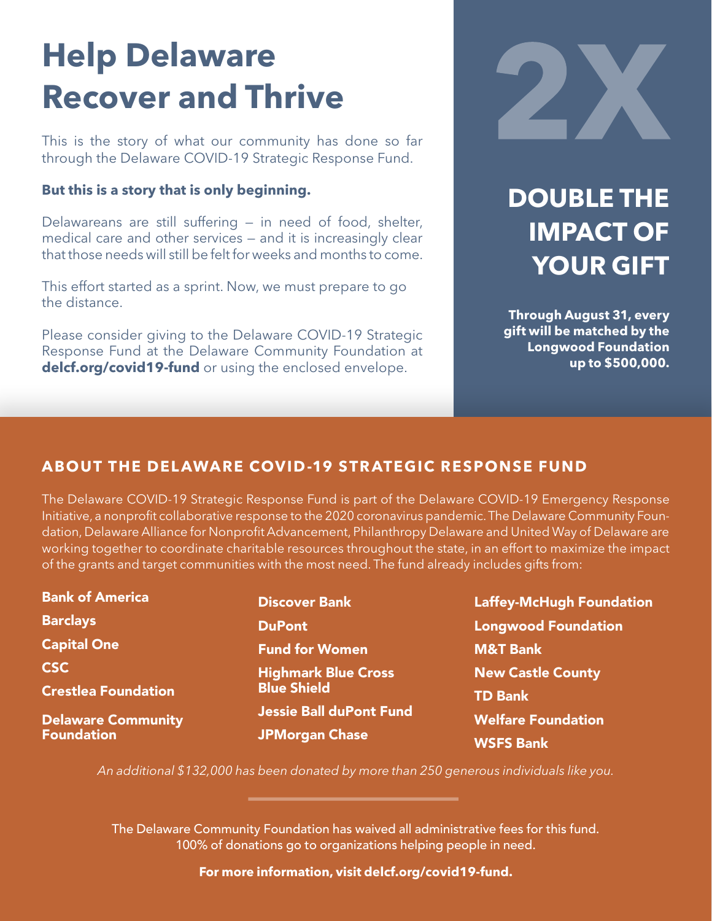# Help Delaware Recover and Thrive

This is the story of what our community has done so far through the Delaware COVID-19 Strategic Response Fund.

**But this is a story that is only beginning.**

Delawareans are still suffering – in need of food, shelter, medical care and other services – and it is increasingly clear that those needs will still be felt for weeks and months to come.

This effort started as a sprint. Now, we must prepare to go the distance.

Please consider giving to the Delaware COVID-19 Strategic Response Fund at the Delaware Community Foundation at **delcf.org/covid19-fund** or using the enclosed envelope.

2X

## DOUBLE THE IMPACT OF YOUR GIFT

**Through August 31, every gift will be matched by the Longwood Foundation up to $500,000.**

## ABOUT THE DELAWARE COVID-19 STRATEGIC RESPONSE FUND

The Delaware COVID-19 Strategic Response Fund is part of the Delaware COVID-19 Emergency Response Initiative, a nonprofit collaborative response to the 2020 coronavirus pandemic. The Delaware Community Foundation, Delaware Alliance for Nonprofit Advancement, Philanthropy Delaware and United Way of Delaware are working together to coordinate charitable resources throughout the state, in an effort to maximize the impact of the grants and target communities with the most need. The fund already includes gifts from:

- **Bank of America**
- **Barclays**
- **Capital One**
- **CSC**
- **Crestlea Foundation**
- **Delaware Community Foundation**
- **Discover Bank**
- **DuPont**
- **Fund for Women**
- **Highmark Blue Cross Blue Shield**
- **Jessie Ball duPont Fund**
- **JPMorgan Chase**
- **Laffey-McHugh Foundation**
- **Longwood Foundation**
- **M&T Bank**
- **New Castle County**
- **TD Bank**
- **Welfare Foundation**
- **WSFS Bank**

*An additional $132,000 has been donated by more than 250 generous individuals like you.*

The Delaware Community Foundation has waived all administrative fees for this fund. 100% of donations go to organizations helping people in need.

**For more information, visit delcf.org/covid19-fund.**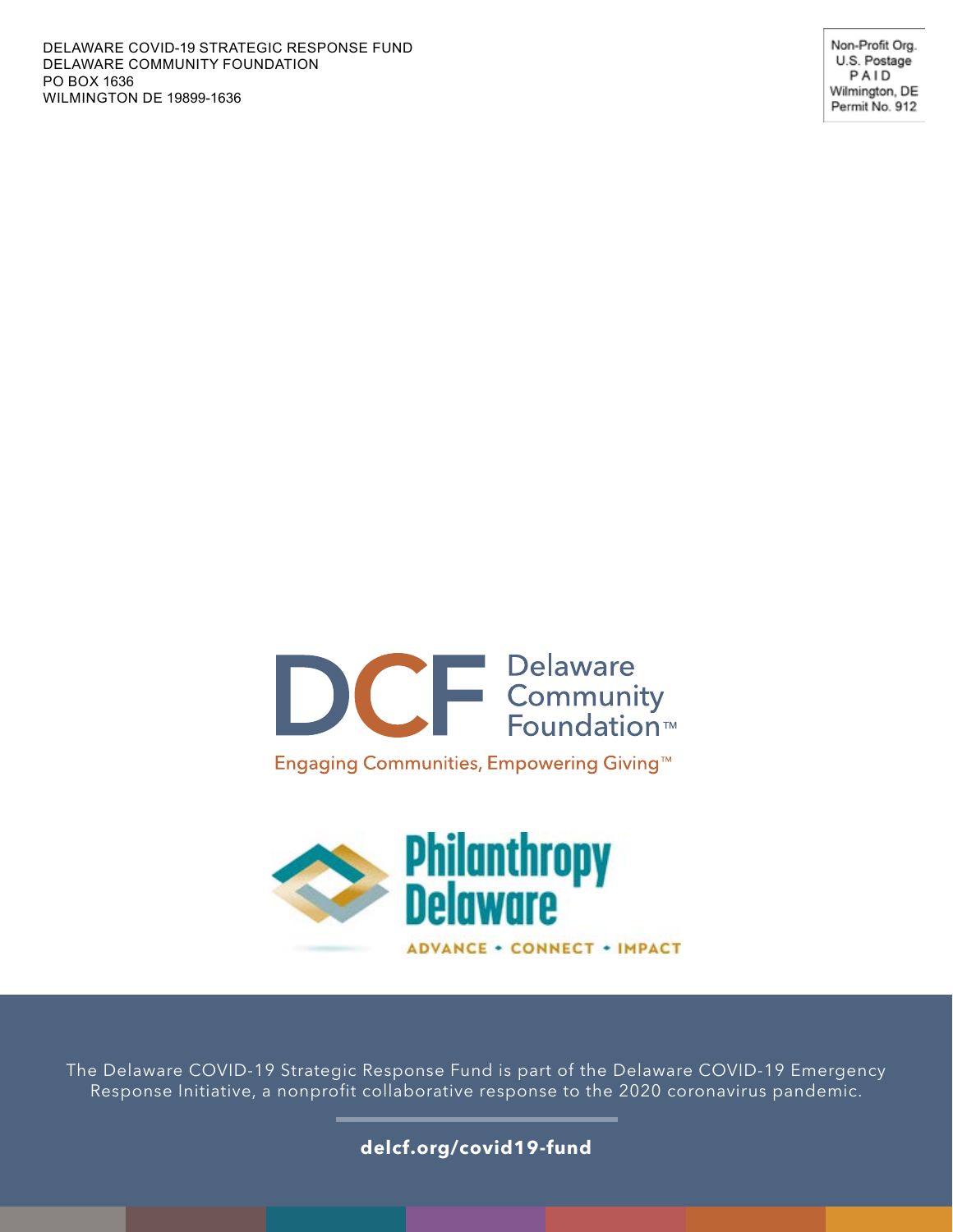DELAWARE COVID-19 STRATEGIC RESPONSE FUND
DELAWARE COMMUNITY FOUNDATION
PO BOX 1636
WILMINGTON DE 19899-1636

Non-Profit Org.
U.S. Postage
PAID
Wilmington, DE
Permit No. 912

DCF Delaware Community Foundation™

Engaging Communities, Empowering Giving™

Philanthropy Delaware

ADVANCE • CONNECT • IMPACT

The Delaware COVID-19 Strategic Response Fund is part of the Delaware COVID-19 Emergency Response Initiative, a nonprofit collaborative response to the 2020 coronavirus pandemic.

**delcf.org/covid19-fund**